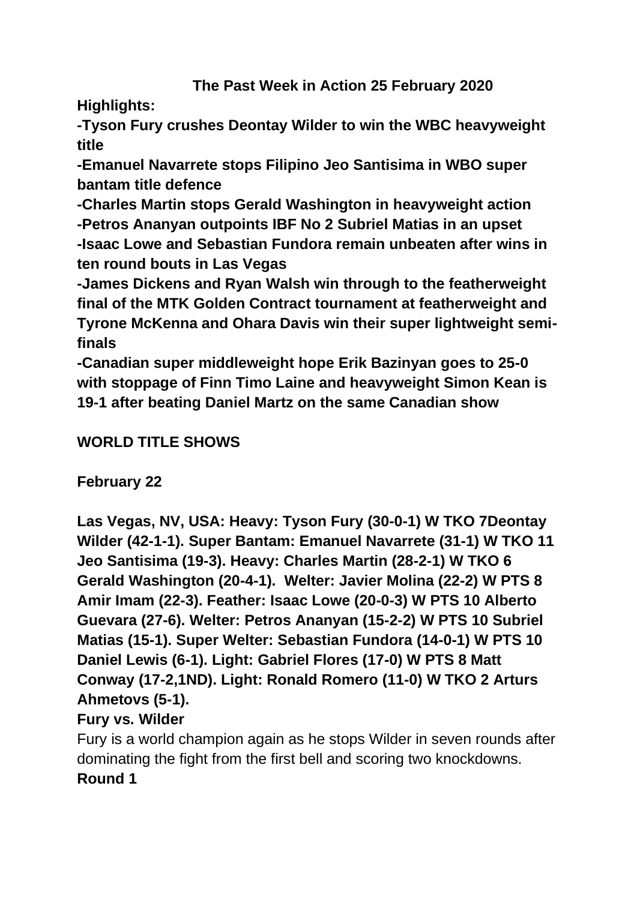# The Past Week in Action 25 February 2020

**Highlights:**

**-Tyson Fury crushes Deontay Wilder to win the WBC heavyweight title**

**-Emanuel Navarrete stops Filipino Jeo Santisima in WBO super bantam title defence**

**-Charles Martin stops Gerald Washington in heavyweight action**

**-Petros Ananyan outpoints IBF No 2 Subriel Matias in an upset**

**-Isaac Lowe and Sebastian Fundora remain unbeaten after wins in ten round bouts in Las Vegas**

**-James Dickens and Ryan Walsh win through to the featherweight final of the MTK Golden Contract tournament at featherweight and Tyrone McKenna and Ohara Davis win their super lightweight semi-finals**

**-Canadian super middleweight hope Erik Bazinyan goes to 25-0 with stoppage of Finn Timo Laine and heavyweight Simon Kean is 19-1 after beating Daniel Martz on the same Canadian show**

## WORLD TITLE SHOWS

**February 22**

**Las Vegas, NV, USA: Heavy: Tyson Fury (30-0-1) W TKO 7Deontay Wilder (42-1-1). Super Bantam: Emanuel Navarrete (31-1) W TKO 11 Jeo Santisima (19-3). Heavy: Charles Martin (28-2-1) W TKO 6 Gerald Washington (20-4-1). Welter: Javier Molina (22-2) W PTS 8 Amir Imam (22-3). Feather: Isaac Lowe (20-0-3) W PTS 10 Alberto Guevara (27-6). Welter: Petros Ananyan (15-2-2) W PTS 10 Subriel Matias (15-1). Super Welter: Sebastian Fundora (14-0-1) W PTS 10 Daniel Lewis (6-1). Light: Gabriel Flores (17-0) W PTS 8 Matt Conway (17-2,1ND). Light: Ronald Romero (11-0) W TKO 2 Arturs Ahmetovs (5-1).**

**Fury vs. Wilder**

Fury is a world champion again as he stops Wilder in seven rounds after dominating the fight from the first bell and scoring two knockdowns.

**Round 1**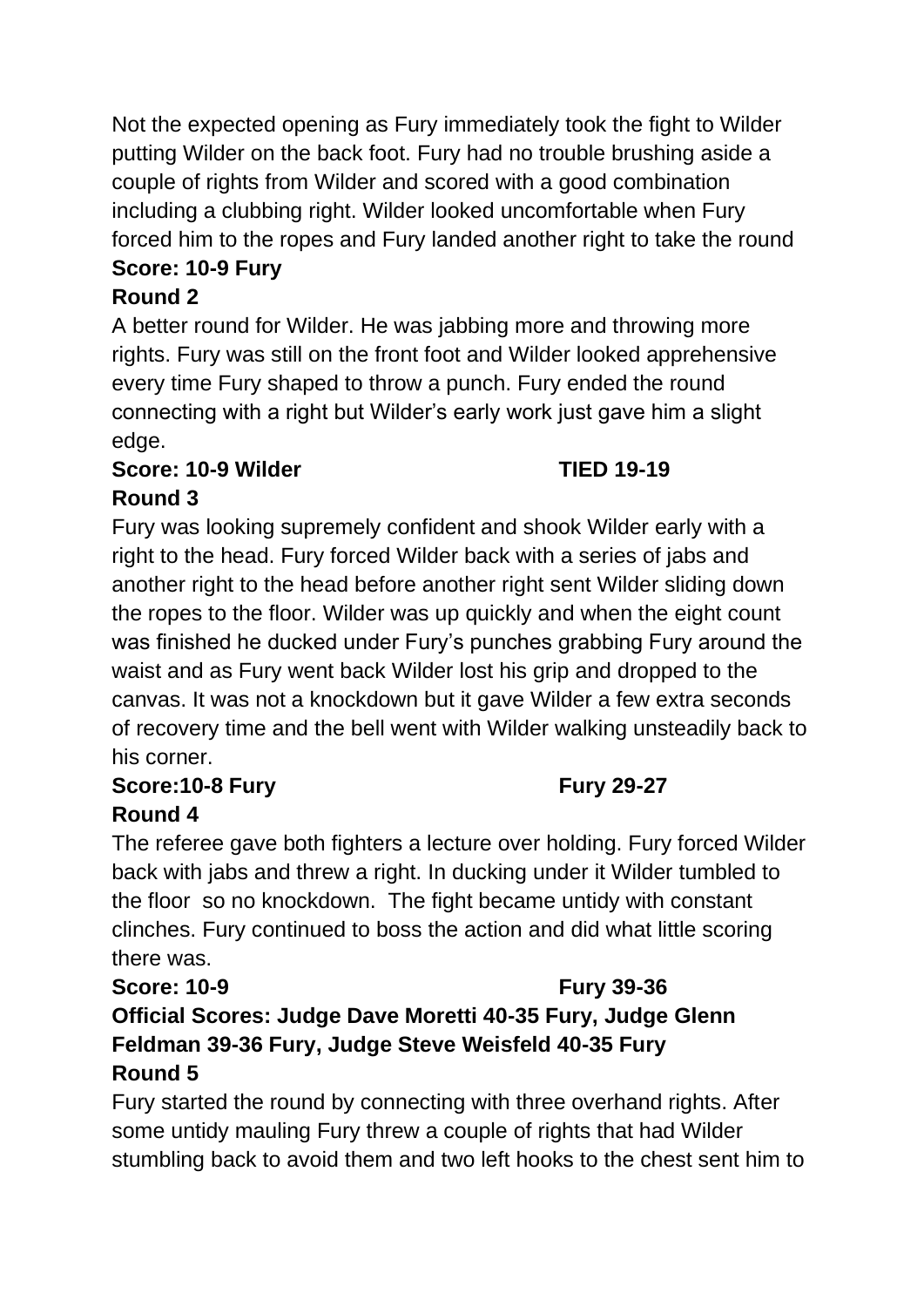Not the expected opening as Fury immediately took the fight to Wilder putting Wilder on the back foot. Fury had no trouble brushing aside a couple of rights from Wilder and scored with a good combination including a clubbing right. Wilder looked uncomfortable when Fury forced him to the ropes and Fury landed another right to take the round

**Score: 10-9 Fury**

**Round 2**

A better round for Wilder. He was jabbing more and throwing more rights. Fury was still on the front foot and Wilder looked apprehensive every time Fury shaped to throw a punch. Fury ended the round connecting with a right but Wilder's early work just gave him a slight edge.

**Score: 10-9 Wilder TIED 19-19**

**Round 3**

Fury was looking supremely confident and shook Wilder early with a right to the head. Fury forced Wilder back with a series of jabs and another right to the head before another right sent Wilder sliding down the ropes to the floor. Wilder was up quickly and when the eight count was finished he ducked under Fury's punches grabbing Fury around the waist and as Fury went back Wilder lost his grip and dropped to the canvas. It was not a knockdown but it gave Wilder a few extra seconds of recovery time and the bell went with Wilder walking unsteadily back to his corner.

**Score:10-8 Fury Fury 29-27**

**Round 4**

The referee gave both fighters a lecture over holding. Fury forced Wilder back with jabs and threw a right. In ducking under it Wilder tumbled to the floor so no knockdown. The fight became untidy with constant clinches. Fury continued to boss the action and did what little scoring there was.

**Score: 10-9 Fury 39-36**

**Official Scores: Judge Dave Moretti 40-35 Fury, Judge Glenn Feldman 39-36 Fury, Judge Steve Weisfeld 40-35 Fury**

**Round 5**

Fury started the round by connecting with three overhand rights. After some untidy mauling Fury threw a couple of rights that had Wilder stumbling back to avoid them and two left hooks to the chest sent him to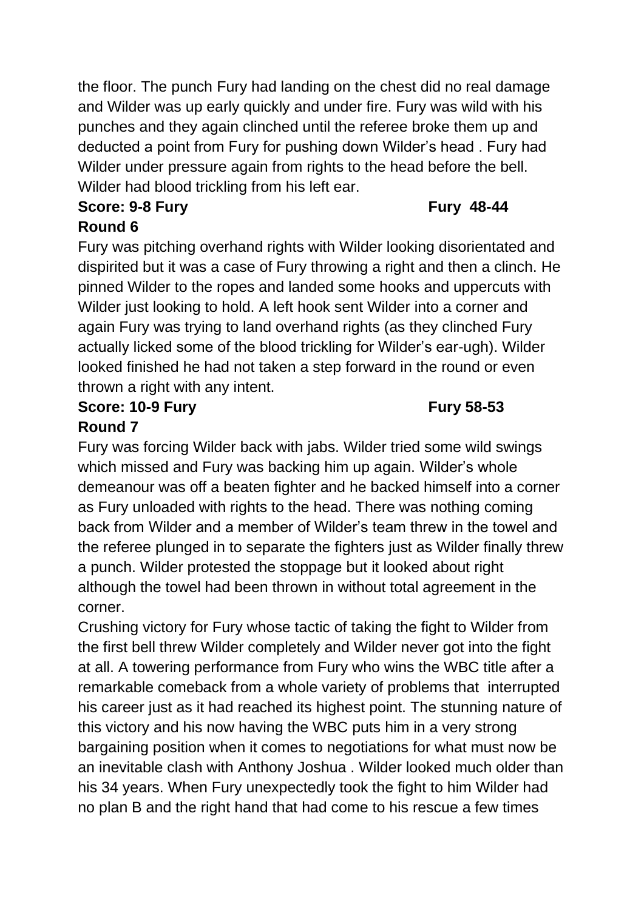the floor. The punch Fury had landing on the chest did no real damage and Wilder was up early quickly and under fire. Fury was wild with his punches and they again clinched until the referee broke them up and deducted a point from Fury for pushing down Wilder's head . Fury had Wilder under pressure again from rights to the head before the bell. Wilder had blood trickling from his left ear.

**Score: 9-8 Fury** **Fury 48-44**

**Round 6**

Fury was pitching overhand rights with Wilder looking disorientated and dispirited but it was a case of Fury throwing a right and then a clinch. He pinned Wilder to the ropes and landed some hooks and uppercuts with Wilder just looking to hold. A left hook sent Wilder into a corner and again Fury was trying to land overhand rights (as they clinched Fury actually licked some of the blood trickling for Wilder's ear-ugh). Wilder looked finished he had not taken a step forward in the round or even thrown a right with any intent.

**Score: 10-9 Fury** **Fury 58-53**

**Round 7**

Fury was forcing Wilder back with jabs. Wilder tried some wild swings which missed and Fury was backing him up again. Wilder's whole demeanour was off a beaten fighter and he backed himself into a corner as Fury unloaded with rights to the head. There was nothing coming back from Wilder and a member of Wilder's team threw in the towel and the referee plunged in to separate the fighters just as Wilder finally threw a punch. Wilder protested the stoppage but it looked about right although the towel had been thrown in without total agreement in the corner.

Crushing victory for Fury whose tactic of taking the fight to Wilder from the first bell threw Wilder completely and Wilder never got into the fight at all. A towering performance from Fury who wins the WBC title after a remarkable comeback from a whole variety of problems that interrupted his career just as it had reached its highest point. The stunning nature of this victory and his now having the WBC puts him in a very strong bargaining position when it comes to negotiations for what must now be an inevitable clash with Anthony Joshua . Wilder looked much older than his 34 years. When Fury unexpectedly took the fight to him Wilder had no plan B and the right hand that had come to his rescue a few times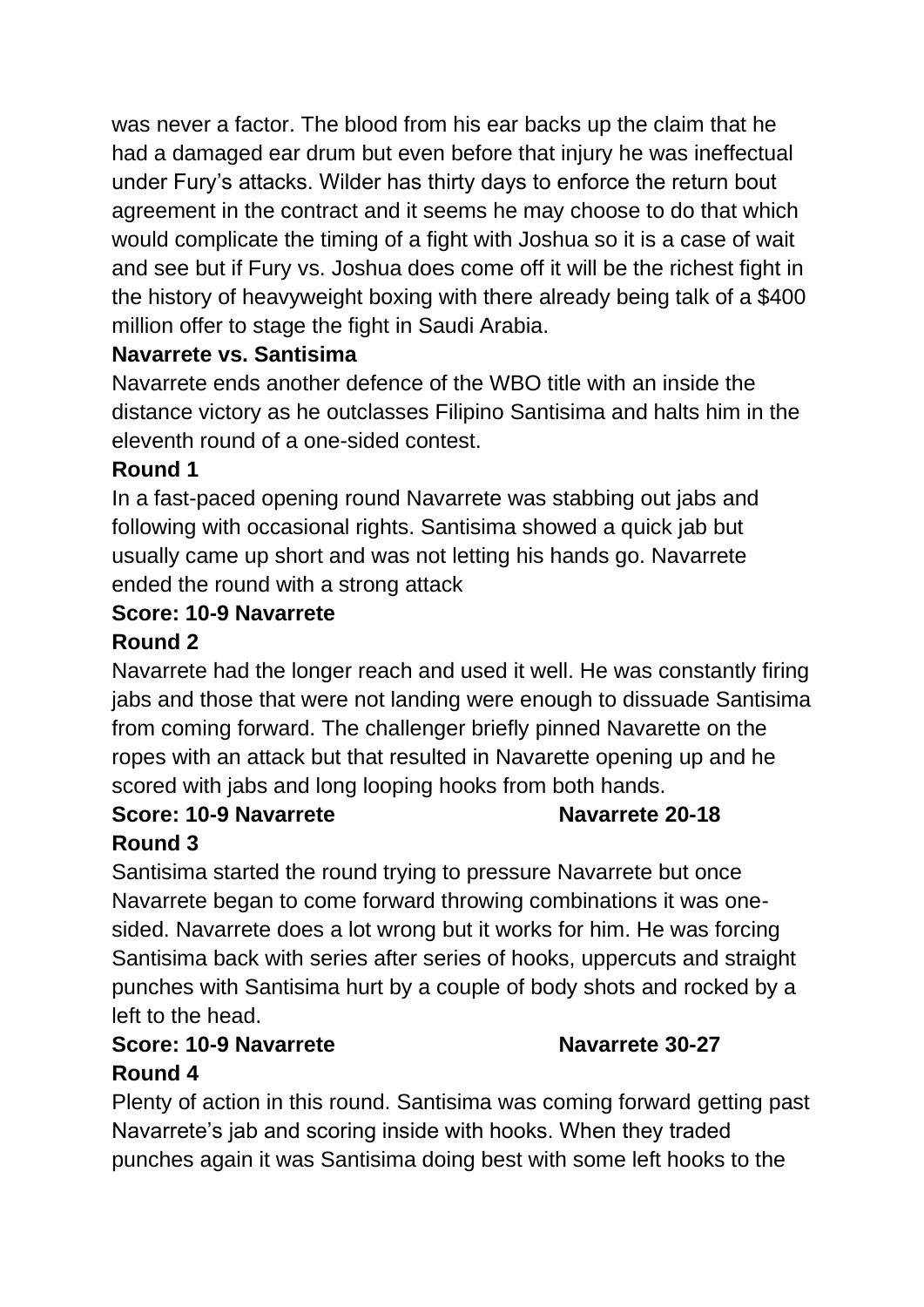was never a factor. The blood from his ear backs up the claim that he had a damaged ear drum but even before that injury he was ineffectual under Fury's attacks. Wilder has thirty days to enforce the return bout agreement in the contract and it seems he may choose to do that which would complicate the timing of a fight with Joshua so it is a case of wait and see but if Fury vs. Joshua does come off it will be the richest fight in the history of heavyweight boxing with there already being talk of a $400 million offer to stage the fight in Saudi Arabia.

**Navarrete vs. Santisima**

Navarrete ends another defence of the WBO title with an inside the distance victory as he outclasses Filipino Santisima and halts him in the eleventh round of a one-sided contest.

**Round 1**

In a fast-paced opening round Navarrete was stabbing out jabs and following with occasional rights. Santisima showed a quick jab but usually came up short and was not letting his hands go. Navarrete ended the round with a strong attack

**Score: 10-9 Navarrete**

**Round 2**

Navarrete had the longer reach and used it well. He was constantly firing jabs and those that were not landing were enough to dissuade Santisima from coming forward. The challenger briefly pinned Navarette on the ropes with an attack but that resulted in Navarette opening up and he scored with jabs and long looping hooks from both hands.

**Score: 10-9 Navarrete** **Navarrete 20-18**

**Round 3**

Santisima started the round trying to pressure Navarrete but once Navarrete began to come forward throwing combinations it was one-sided. Navarrete does a lot wrong but it works for him. He was forcing Santisima back with series after series of hooks, uppercuts and straight punches with Santisima hurt by a couple of body shots and rocked by a left to the head.

**Score: 10-9 Navarrete** **Navarrete 30-27**

**Round 4**

Plenty of action in this round. Santisima was coming forward getting past Navarrete's jab and scoring inside with hooks. When they traded punches again it was Santisima doing best with some left hooks to the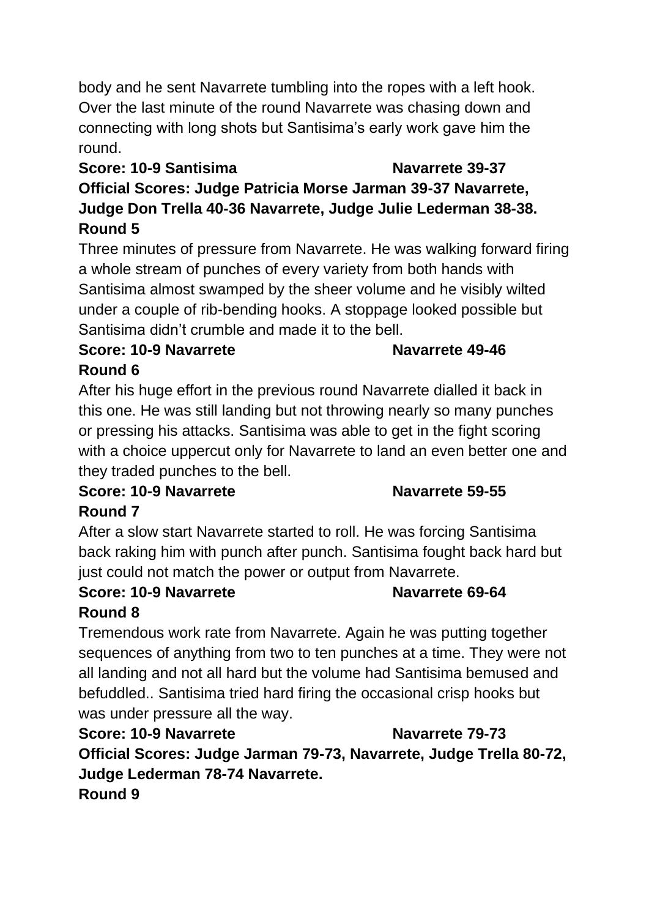body and he sent Navarrete tumbling into the ropes with a left hook. Over the last minute of the round Navarrete was chasing down and connecting with long shots but Santisima's early work gave him the round.

**Score: 10-9 Santisima Navarrete 39-37**

**Official Scores: Judge Patricia Morse Jarman 39-37 Navarrete, Judge Don Trella 40-36 Navarrete, Judge Julie Lederman 38-38.**

**Round 5**

Three minutes of pressure from Navarrete. He was walking forward firing a whole stream of punches of every variety from both hands with Santisima almost swamped by the sheer volume and he visibly wilted under a couple of rib-bending hooks. A stoppage looked possible but Santisima didn't crumble and made it to the bell.

**Score: 10-9 Navarrete Navarrete 49-46**

**Round 6**

After his huge effort in the previous round Navarrete dialled it back in this one. He was still landing but not throwing nearly so many punches or pressing his attacks. Santisima was able to get in the fight scoring with a choice uppercut only for Navarrete to land an even better one and they traded punches to the bell.

**Score: 10-9 Navarrete Navarrete 59-55**

**Round 7**

After a slow start Navarrete started to roll. He was forcing Santisima back raking him with punch after punch. Santisima fought back hard but just could not match the power or output from Navarrete.

**Score: 10-9 Navarrete Navarrete 69-64**

**Round 8**

Tremendous work rate from Navarrete. Again he was putting together sequences of anything from two to ten punches at a time. They were not all landing and not all hard but the volume had Santisima bemused and befuddled.. Santisima tried hard firing the occasional crisp hooks but was under pressure all the way.

**Score: 10-9 Navarrete Navarrete 79-73**

**Official Scores: Judge Jarman 79-73, Navarrete, Judge Trella 80-72, Judge Lederman 78-74 Navarrete.**

**Round 9**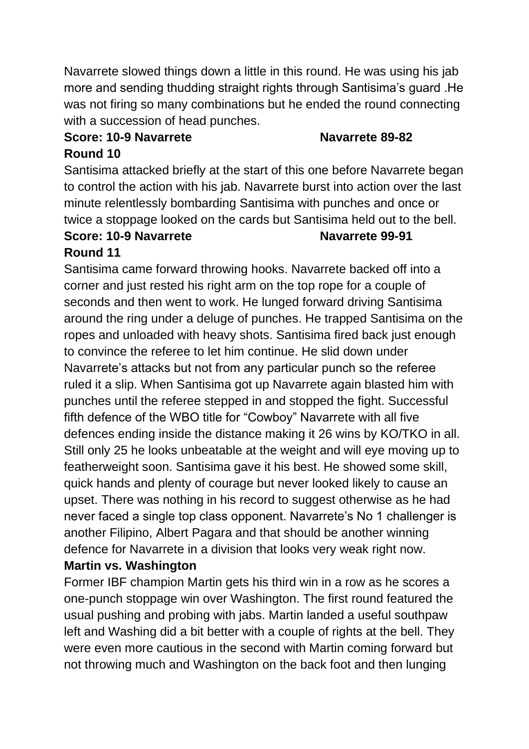Navarrete slowed things down a little in this round. He was using his jab more and sending thudding straight rights through Santisima's guard .He was not firing so many combinations but he ended the round connecting with a succession of head punches.

**Score: 10-9 Navarrete Navarrete 89-82**

**Round 10**

Santisima attacked briefly at the start of this one before Navarrete began to control the action with his jab. Navarrete burst into action over the last minute relentlessly bombarding Santisima with punches and once or twice a stoppage looked on the cards but Santisima held out to the bell.

**Score: 10-9 Navarrete Navarrete 99-91**

**Round 11**

Santisima came forward throwing hooks. Navarrete backed off into a corner and just rested his right arm on the top rope for a couple of seconds and then went to work. He lunged forward driving Santisima around the ring under a deluge of punches. He trapped Santisima on the ropes and unloaded with heavy shots. Santisima fired back just enough to convince the referee to let him continue. He slid down under Navarrete's attacks but not from any particular punch so the referee ruled it a slip. When Santisima got up Navarrete again blasted him with punches until the referee stepped in and stopped the fight. Successful fifth defence of the WBO title for "Cowboy" Navarrete with all five defences ending inside the distance making it 26 wins by KO/TKO in all. Still only 25 he looks unbeatable at the weight and will eye moving up to featherweight soon. Santisima gave it his best. He showed some skill, quick hands and plenty of courage but never looked likely to cause an upset. There was nothing in his record to suggest otherwise as he had never faced a single top class opponent. Navarrete's No 1 challenger is another Filipino, Albert Pagara and that should be another winning defence for Navarrete in a division that looks very weak right now.

**Martin vs. Washington**

Former IBF champion Martin gets his third win in a row as he scores a one-punch stoppage win over Washington. The first round featured the usual pushing and probing with jabs. Martin landed a useful southpaw left and Washing did a bit better with a couple of rights at the bell. They were even more cautious in the second with Martin coming forward but not throwing much and Washington on the back foot and then lunging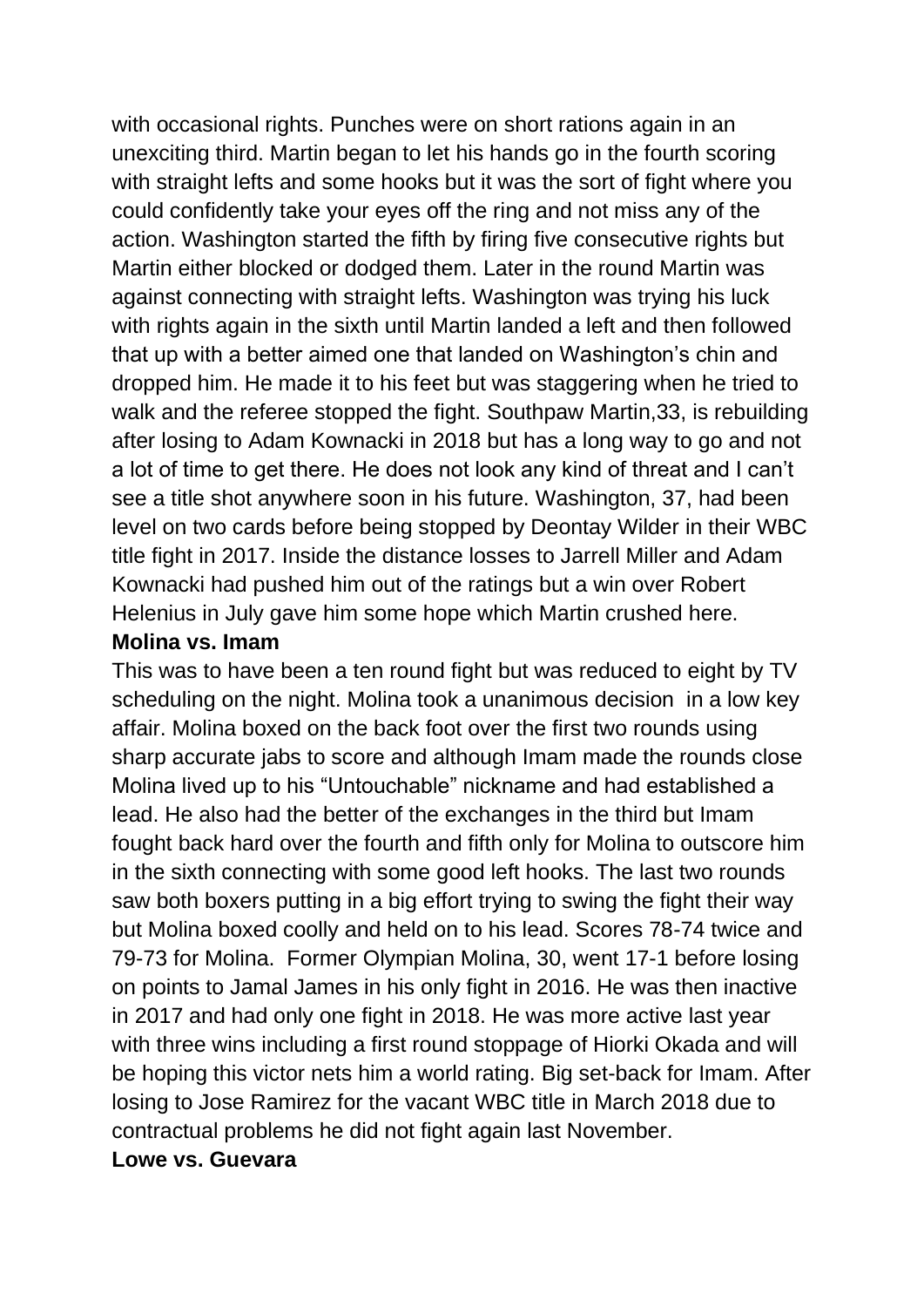with occasional rights. Punches were on short rations again in an unexciting third. Martin began to let his hands go in the fourth scoring with straight lefts and some hooks but it was the sort of fight where you could confidently take your eyes off the ring and not miss any of the action. Washington started the fifth by firing five consecutive rights but Martin either blocked or dodged them. Later in the round Martin was against connecting with straight lefts. Washington was trying his luck with rights again in the sixth until Martin landed a left and then followed that up with a better aimed one that landed on Washington's chin and dropped him. He made it to his feet but was staggering when he tried to walk and the referee stopped the fight. Southpaw Martin,33, is rebuilding after losing to Adam Kownacki in 2018 but has a long way to go and not a lot of time to get there. He does not look any kind of threat and I can't see a title shot anywhere soon in his future. Washington, 37, had been level on two cards before being stopped by Deontay Wilder in their WBC title fight in 2017. Inside the distance losses to Jarrell Miller and Adam Kownacki had pushed him out of the ratings but a win over Robert Helenius in July gave him some hope which Martin crushed here.

**Molina vs. Imam**

This was to have been a ten round fight but was reduced to eight by TV scheduling on the night. Molina took a unanimous decision in a low key affair. Molina boxed on the back foot over the first two rounds using sharp accurate jabs to score and although Imam made the rounds close Molina lived up to his "Untouchable" nickname and had established a lead. He also had the better of the exchanges in the third but Imam fought back hard over the fourth and fifth only for Molina to outscore him in the sixth connecting with some good left hooks. The last two rounds saw both boxers putting in a big effort trying to swing the fight their way but Molina boxed coolly and held on to his lead. Scores 78-74 twice and 79-73 for Molina. Former Olympian Molina, 30, went 17-1 before losing on points to Jamal James in his only fight in 2016. He was then inactive in 2017 and had only one fight in 2018. He was more active last year with three wins including a first round stoppage of Hiorki Okada and will be hoping this victor nets him a world rating. Big set-back for Imam. After losing to Jose Ramirez for the vacant WBC title in March 2018 due to contractual problems he did not fight again last November.

**Lowe vs. Guevara**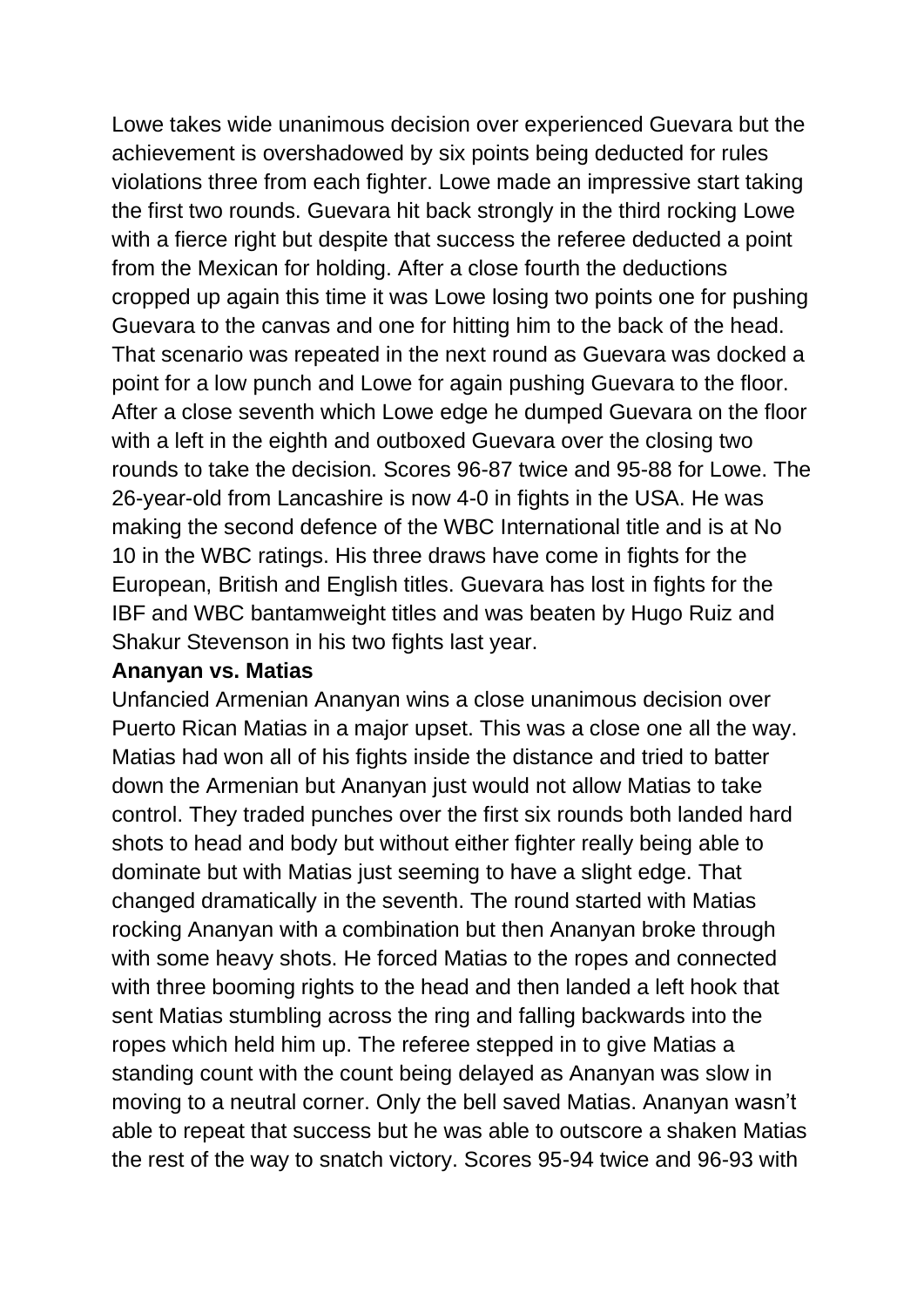Lowe takes wide unanimous decision over experienced Guevara but the achievement is overshadowed by six points being deducted for rules violations three from each fighter. Lowe made an impressive start taking the first two rounds. Guevara hit back strongly in the third rocking Lowe with a fierce right but despite that success the referee deducted a point from the Mexican for holding. After a close fourth the deductions cropped up again this time it was Lowe losing two points one for pushing Guevara to the canvas and one for hitting him to the back of the head. That scenario was repeated in the next round as Guevara was docked a point for a low punch and Lowe for again pushing Guevara to the floor. After a close seventh which Lowe edge he dumped Guevara on the floor with a left in the eighth and outboxed Guevara over the closing two rounds to take the decision. Scores 96-87 twice and 95-88 for Lowe. The 26-year-old from Lancashire is now 4-0 in fights in the USA. He was making the second defence of the WBC International title and is at No 10 in the WBC ratings. His three draws have come in fights for the European, British and English titles. Guevara has lost in fights for the IBF and WBC bantamweight titles and was beaten by Hugo Ruiz and Shakur Stevenson in his two fights last year.

**Ananyan vs. Matias**

Unfancied Armenian Ananyan wins a close unanimous decision over Puerto Rican Matias in a major upset. This was a close one all the way. Matias had won all of his fights inside the distance and tried to batter down the Armenian but Ananyan just would not allow Matias to take control. They traded punches over the first six rounds both landed hard shots to head and body but without either fighter really being able to dominate but with Matias just seeming to have a slight edge. That changed dramatically in the seventh. The round started with Matias rocking Ananyan with a combination but then Ananyan broke through with some heavy shots. He forced Matias to the ropes and connected with three booming rights to the head and then landed a left hook that sent Matias stumbling across the ring and falling backwards into the ropes which held him up. The referee stepped in to give Matias a standing count with the count being delayed as Ananyan was slow in moving to a neutral corner. Only the bell saved Matias. Ananyan wasn't able to repeat that success but he was able to outscore a shaken Matias the rest of the way to snatch victory. Scores 95-94 twice and 96-93 with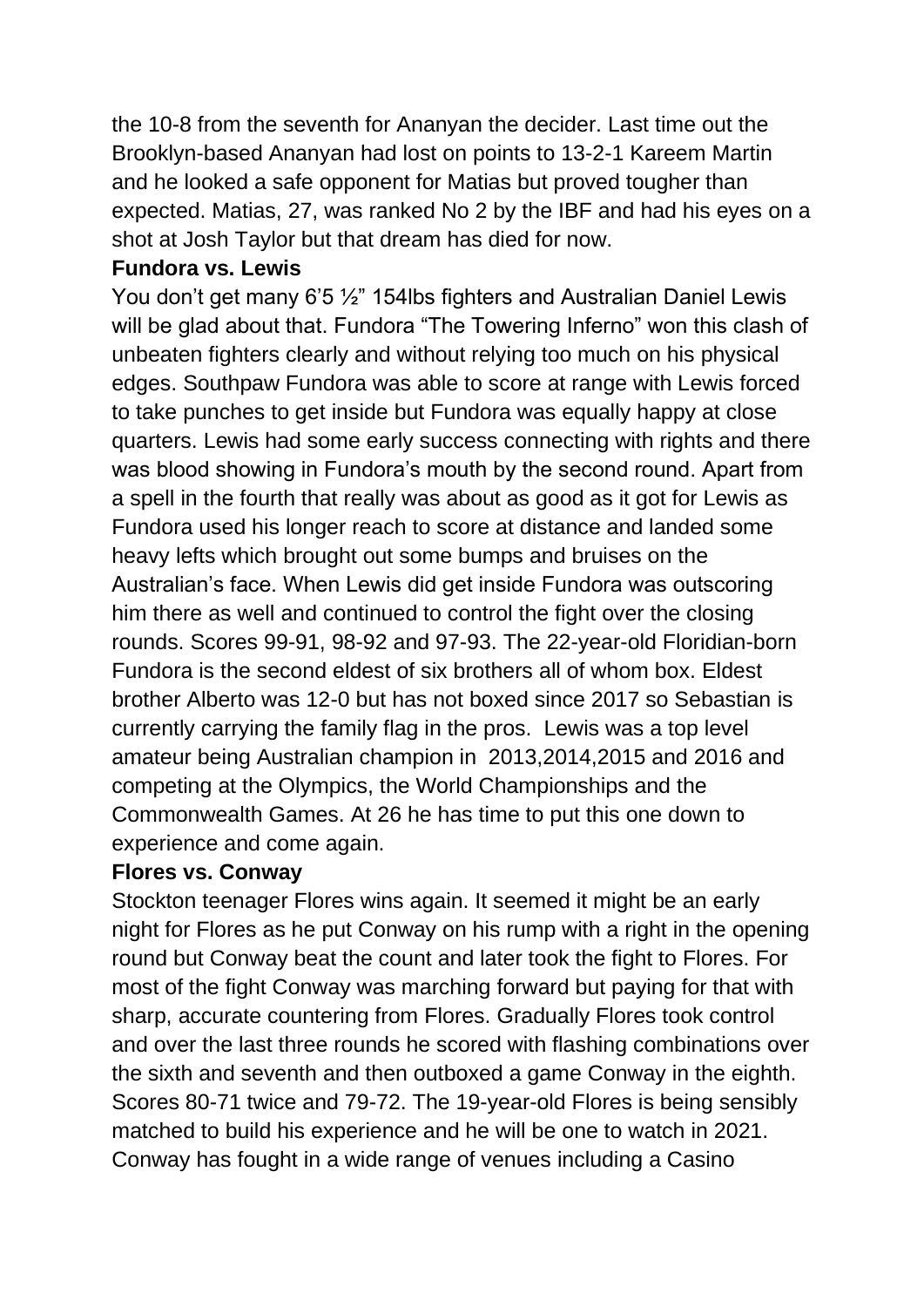the 10-8 from the seventh for Ananyan the decider. Last time out the Brooklyn-based Ananyan had lost on points to 13-2-1 Kareem Martin and he looked a safe opponent for Matias but proved tougher than expected. Matias, 27, was ranked No 2 by the IBF and had his eyes on a shot at Josh Taylor but that dream has died for now.

**Fundora vs. Lewis**

You don't get many 6'5 ½" 154lbs fighters and Australian Daniel Lewis will be glad about that. Fundora "The Towering Inferno" won this clash of unbeaten fighters clearly and without relying too much on his physical edges. Southpaw Fundora was able to score at range with Lewis forced to take punches to get inside but Fundora was equally happy at close quarters. Lewis had some early success connecting with rights and there was blood showing in Fundora's mouth by the second round. Apart from a spell in the fourth that really was about as good as it got for Lewis as Fundora used his longer reach to score at distance and landed some heavy lefts which brought out some bumps and bruises on the Australian's face. When Lewis did get inside Fundora was outscoring him there as well and continued to control the fight over the closing rounds. Scores 99-91, 98-92 and 97-93. The 22-year-old Floridian-born Fundora is the second eldest of six brothers all of whom box. Eldest brother Alberto was 12-0 but has not boxed since 2017 so Sebastian is currently carrying the family flag in the pros. Lewis was a top level amateur being Australian champion in 2013,2014,2015 and 2016 and competing at the Olympics, the World Championships and the Commonwealth Games. At 26 he has time to put this one down to experience and come again.

**Flores vs. Conway**

Stockton teenager Flores wins again. It seemed it might be an early night for Flores as he put Conway on his rump with a right in the opening round but Conway beat the count and later took the fight to Flores. For most of the fight Conway was marching forward but paying for that with sharp, accurate countering from Flores. Gradually Flores took control and over the last three rounds he scored with flashing combinations over the sixth and seventh and then outboxed a game Conway in the eighth. Scores 80-71 twice and 79-72. The 19-year-old Flores is being sensibly matched to build his experience and he will be one to watch in 2021. Conway has fought in a wide range of venues including a Casino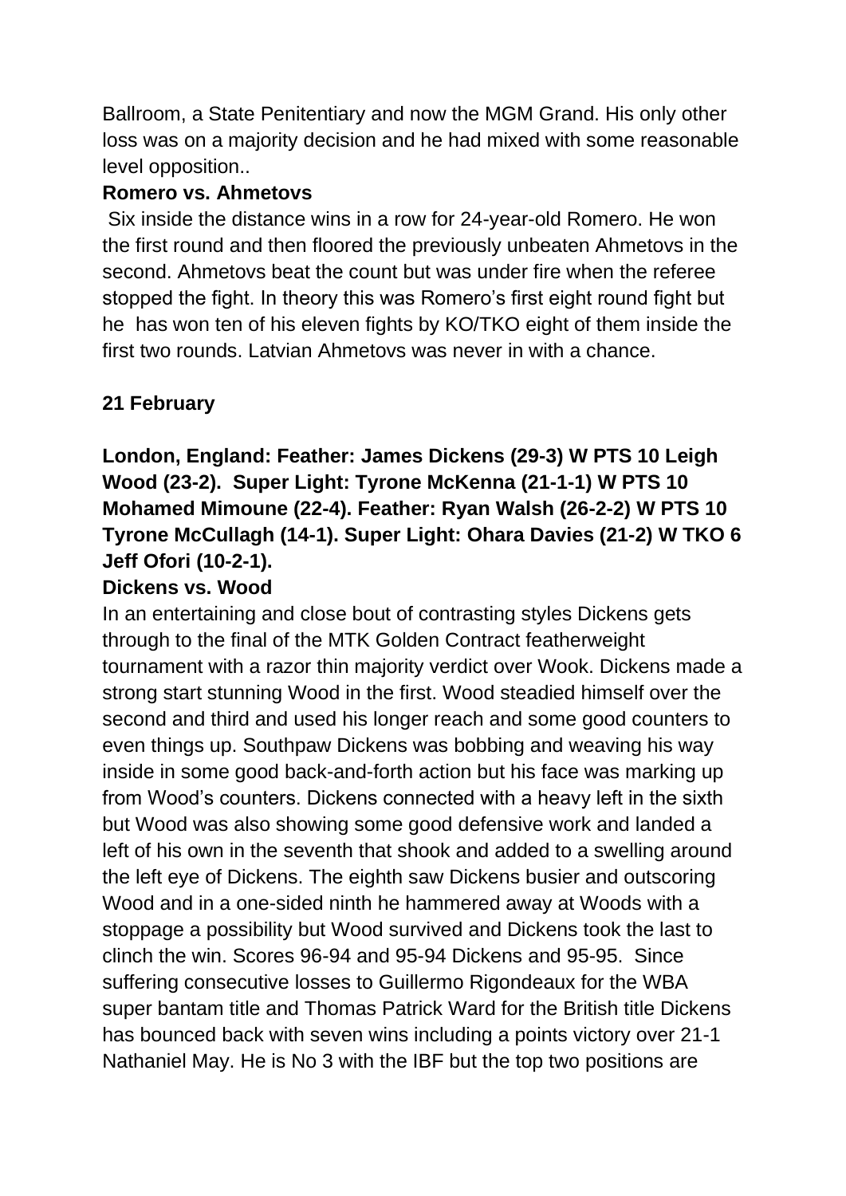Ballroom, a State Penitentiary and now the MGM Grand. His only other loss was on a majority decision and he had mixed with some reasonable level opposition..

**Romero vs. Ahmetovs**

Six inside the distance wins in a row for 24-year-old Romero. He won the first round and then floored the previously unbeaten Ahmetovs in the second. Ahmetovs beat the count but was under fire when the referee stopped the fight. In theory this was Romero's first eight round fight but he has won ten of his eleven fights by KO/TKO eight of them inside the first two rounds. Latvian Ahmetovs was never in with a chance.

**21 February**

**London, England: Feather: James Dickens (29-3) W PTS 10 Leigh Wood (23-2). Super Light: Tyrone McKenna (21-1-1) W PTS 10 Mohamed Mimoune (22-4). Feather: Ryan Walsh (26-2-2) W PTS 10 Tyrone McCullagh (14-1). Super Light: Ohara Davies (21-2) W TKO 6 Jeff Ofori (10-2-1).**

**Dickens vs. Wood**

In an entertaining and close bout of contrasting styles Dickens gets through to the final of the MTK Golden Contract featherweight tournament with a razor thin majority verdict over Wook. Dickens made a strong start stunning Wood in the first. Wood steadied himself over the second and third and used his longer reach and some good counters to even things up. Southpaw Dickens was bobbing and weaving his way inside in some good back-and-forth action but his face was marking up from Wood's counters. Dickens connected with a heavy left in the sixth but Wood was also showing some good defensive work and landed a left of his own in the seventh that shook and added to a swelling around the left eye of Dickens. The eighth saw Dickens busier and outscoring Wood and in a one-sided ninth he hammered away at Woods with a stoppage a possibility but Wood survived and Dickens took the last to clinch the win. Scores 96-94 and 95-94 Dickens and 95-95. Since suffering consecutive losses to Guillermo Rigondeaux for the WBA super bantam title and Thomas Patrick Ward for the British title Dickens has bounced back with seven wins including a points victory over 21-1 Nathaniel May. He is No 3 with the IBF but the top two positions are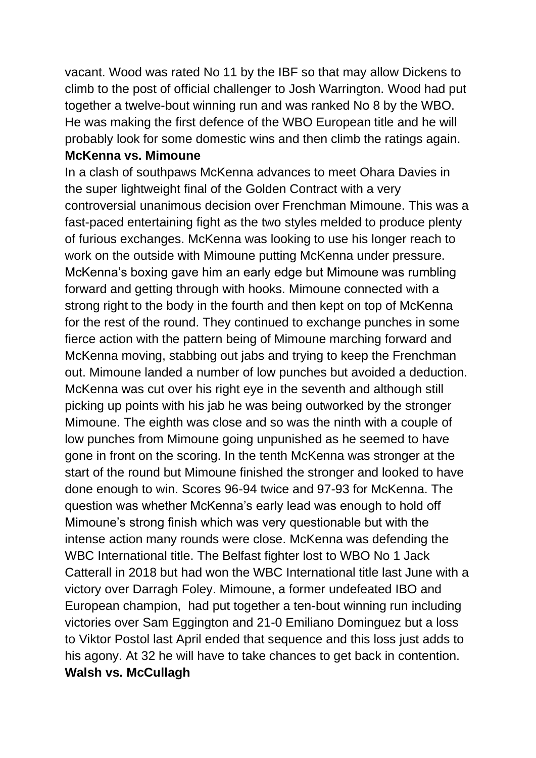vacant. Wood was rated No 11 by the IBF so that may allow Dickens to climb to the post of official challenger to Josh Warrington. Wood had put together a twelve-bout winning run and was ranked No 8 by the WBO. He was making the first defence of the WBO European title and he will probably look for some domestic wins and then climb the ratings again.

**McKenna vs. Mimoune**

In a clash of southpaws McKenna advances to meet Ohara Davies in the super lightweight final of the Golden Contract with a very controversial unanimous decision over Frenchman Mimoune. This was a fast-paced entertaining fight as the two styles melded to produce plenty of furious exchanges. McKenna was looking to use his longer reach to work on the outside with Mimoune putting McKenna under pressure. McKenna's boxing gave him an early edge but Mimoune was rumbling forward and getting through with hooks. Mimoune connected with a strong right to the body in the fourth and then kept on top of McKenna for the rest of the round. They continued to exchange punches in some fierce action with the pattern being of Mimoune marching forward and McKenna moving, stabbing out jabs and trying to keep the Frenchman out. Mimoune landed a number of low punches but avoided a deduction. McKenna was cut over his right eye in the seventh and although still picking up points with his jab he was being outworked by the stronger Mimoune. The eighth was close and so was the ninth with a couple of low punches from Mimoune going unpunished as he seemed to have gone in front on the scoring. In the tenth McKenna was stronger at the start of the round but Mimoune finished the stronger and looked to have done enough to win. Scores 96-94 twice and 97-93 for McKenna. The question was whether McKenna's early lead was enough to hold off Mimoune's strong finish which was very questionable but with the intense action many rounds were close. McKenna was defending the WBC International title. The Belfast fighter lost to WBO No 1 Jack Catterall in 2018 but had won the WBC International title last June with a victory over Darragh Foley. Mimoune, a former undefeated IBO and European champion, had put together a ten-bout winning run including victories over Sam Eggington and 21-0 Emiliano Dominguez but a loss to Viktor Postol last April ended that sequence and this loss just adds to his agony. At 32 he will have to take chances to get back in contention.

**Walsh vs. McCullagh**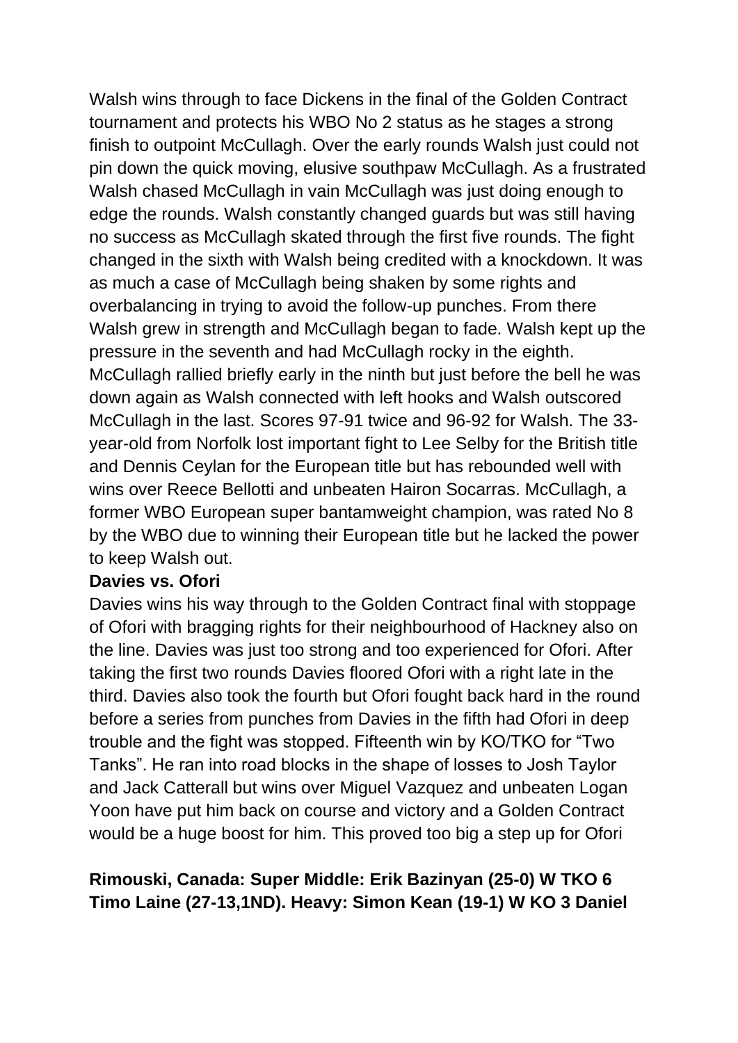Walsh wins through to face Dickens in the final of the Golden Contract tournament and protects his WBO No 2 status as he stages a strong finish to outpoint McCullagh. Over the early rounds Walsh just could not pin down the quick moving, elusive southpaw McCullagh. As a frustrated Walsh chased McCullagh in vain McCullagh was just doing enough to edge the rounds. Walsh constantly changed guards but was still having no success as McCullagh skated through the first five rounds. The fight changed in the sixth with Walsh being credited with a knockdown. It was as much a case of McCullagh being shaken by some rights and overbalancing in trying to avoid the follow-up punches. From there Walsh grew in strength and McCullagh began to fade. Walsh kept up the pressure in the seventh and had McCullagh rocky in the eighth. McCullagh rallied briefly early in the ninth but just before the bell he was down again as Walsh connected with left hooks and Walsh outscored McCullagh in the last. Scores 97-91 twice and 96-92 for Walsh. The 33-year-old from Norfolk lost important fight to Lee Selby for the British title and Dennis Ceylan for the European title but has rebounded well with wins over Reece Bellotti and unbeaten Hairon Socarras. McCullagh, a former WBO European super bantamweight champion, was rated No 8 by the WBO due to winning their European title but he lacked the power to keep Walsh out.

**Davies vs. Ofori**

Davies wins his way through to the Golden Contract final with stoppage of Ofori with bragging rights for their neighbourhood of Hackney also on the line. Davies was just too strong and too experienced for Ofori. After taking the first two rounds Davies floored Ofori with a right late in the third. Davies also took the fourth but Ofori fought back hard in the round before a series from punches from Davies in the fifth had Ofori in deep trouble and the fight was stopped. Fifteenth win by KO/TKO for "Two Tanks". He ran into road blocks in the shape of losses to Josh Taylor and Jack Catterall but wins over Miguel Vazquez and unbeaten Logan Yoon have put him back on course and victory and a Golden Contract would be a huge boost for him. This proved too big a step up for Ofori

**Rimouski, Canada: Super Middle: Erik Bazinyan (25-0) W TKO 6 Timo Laine (27-13,1ND). Heavy: Simon Kean (19-1) W KO 3 Daniel**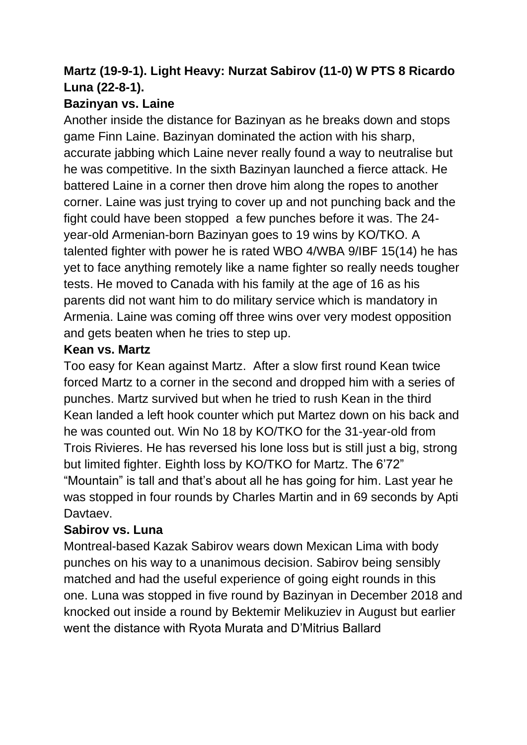**Martz (19-9-1). Light Heavy: Nurzat Sabirov (11-0) W PTS 8 Ricardo Luna (22-8-1).**

**Bazinyan vs. Laine**

Another inside the distance for Bazinyan as he breaks down and stops game Finn Laine. Bazinyan dominated the action with his sharp, accurate jabbing which Laine never really found a way to neutralise but he was competitive. In the sixth Bazinyan launched a fierce attack. He battered Laine in a corner then drove him along the ropes to another corner. Laine was just trying to cover up and not punching back and the fight could have been stopped a few punches before it was. The 24-year-old Armenian-born Bazinyan goes to 19 wins by KO/TKO. A talented fighter with power he is rated WBO 4/WBA 9/IBF 15(14) he has yet to face anything remotely like a name fighter so really needs tougher tests. He moved to Canada with his family at the age of 16 as his parents did not want him to do military service which is mandatory in Armenia. Laine was coming off three wins over very modest opposition and gets beaten when he tries to step up.

**Kean vs. Martz**

Too easy for Kean against Martz. After a slow first round Kean twice forced Martz to a corner in the second and dropped him with a series of punches. Martz survived but when he tried to rush Kean in the third Kean landed a left hook counter which put Martez down on his back and he was counted out. Win No 18 by KO/TKO for the 31-year-old from Trois Rivieres. He has reversed his lone loss but is still just a big, strong but limited fighter. Eighth loss by KO/TKO for Martz. The 6'72" "Mountain" is tall and that's about all he has going for him. Last year he was stopped in four rounds by Charles Martin and in 69 seconds by Apti Davtaev.

**Sabirov vs. Luna**

Montreal-based Kazak Sabirov wears down Mexican Lima with body punches on his way to a unanimous decision. Sabirov being sensibly matched and had the useful experience of going eight rounds in this one. Luna was stopped in five round by Bazinyan in December 2018 and knocked out inside a round by Bektemir Melikuziev in August but earlier went the distance with Ryota Murata and D'Mitrius Ballard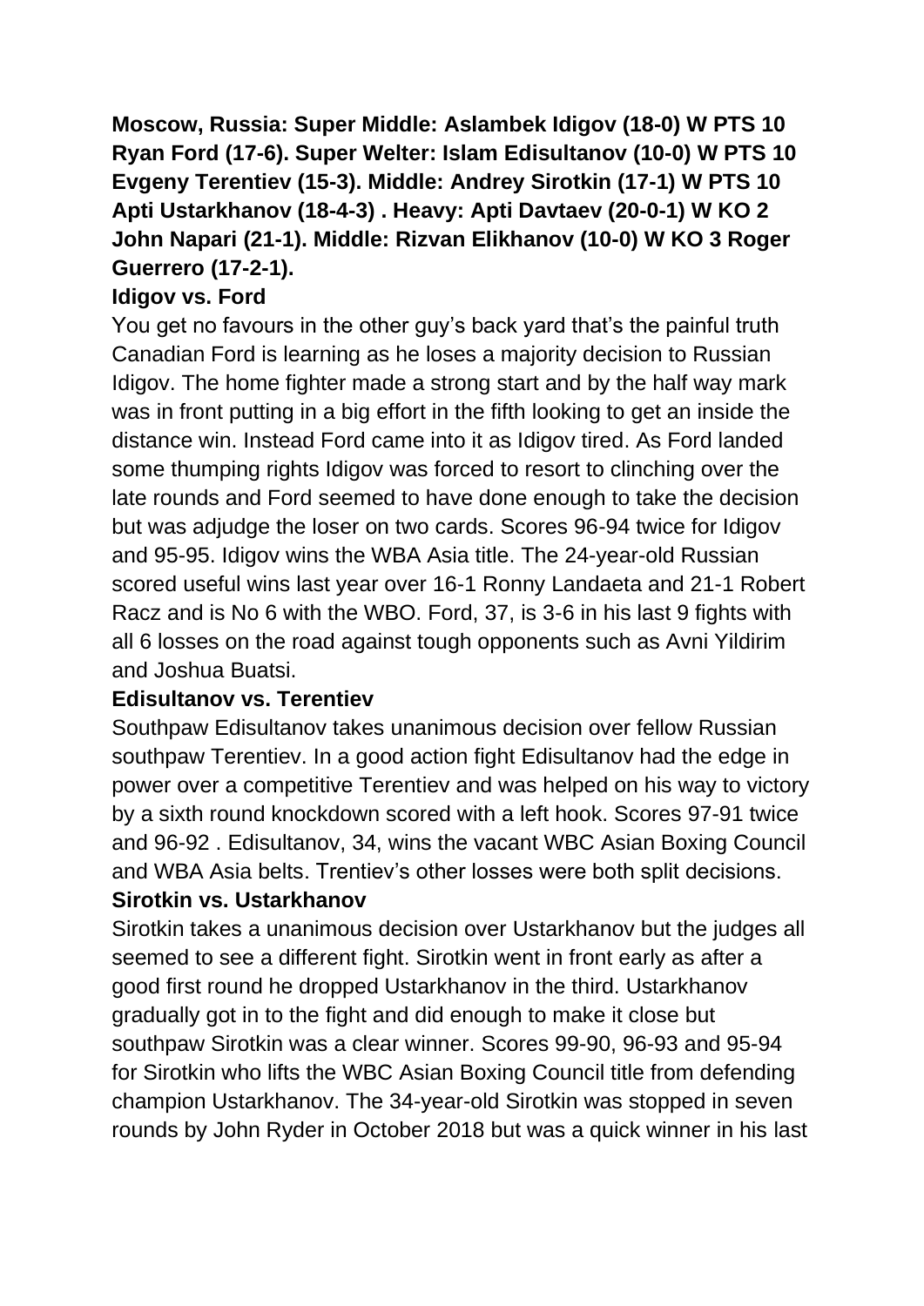**Moscow, Russia: Super Middle: Aslambek Idigov (18-0) W PTS 10 Ryan Ford (17-6). Super Welter: Islam Edisultanov (10-0) W PTS 10 Evgeny Terentiev (15-3). Middle: Andrey Sirotkin (17-1) W PTS 10 Apti Ustarkhanov (18-4-3) . Heavy: Apti Davtaev (20-0-1) W KO 2 John Napari (21-1). Middle: Rizvan Elikhanov (10-0) W KO 3 Roger Guerrero (17-2-1).**

**Idigov vs. Ford**

You get no favours in the other guy's back yard that's the painful truth Canadian Ford is learning as he loses a majority decision to Russian Idigov. The home fighter made a strong start and by the half way mark was in front putting in a big effort in the fifth looking to get an inside the distance win. Instead Ford came into it as Idigov tired. As Ford landed some thumping rights Idigov was forced to resort to clinching over the late rounds and Ford seemed to have done enough to take the decision but was adjudge the loser on two cards. Scores 96-94 twice for Idigov and 95-95. Idigov wins the WBA Asia title. The 24-year-old Russian scored useful wins last year over 16-1 Ronny Landaeta and 21-1 Robert Racz and is No 6 with the WBO. Ford, 37, is 3-6 in his last 9 fights with all 6 losses on the road against tough opponents such as Avni Yildirim and Joshua Buatsi.

**Edisultanov vs. Terentiev**

Southpaw Edisultanov takes unanimous decision over fellow Russian southpaw Terentiev. In a good action fight Edisultanov had the edge in power over a competitive Terentiev and was helped on his way to victory by a sixth round knockdown scored with a left hook. Scores 97-91 twice and 96-92 . Edisultanov, 34, wins the vacant WBC Asian Boxing Council and WBA Asia belts. Trentiev's other losses were both split decisions.

**Sirotkin vs. Ustarkhanov**

Sirotkin takes a unanimous decision over Ustarkhanov but the judges all seemed to see a different fight. Sirotkin went in front early as after a good first round he dropped Ustarkhanov in the third. Ustarkhanov gradually got in to the fight and did enough to make it close but southpaw Sirotkin was a clear winner. Scores 99-90, 96-93 and 95-94 for Sirotkin who lifts the WBC Asian Boxing Council title from defending champion Ustarkhanov. The 34-year-old Sirotkin was stopped in seven rounds by John Ryder in October 2018 but was a quick winner in his last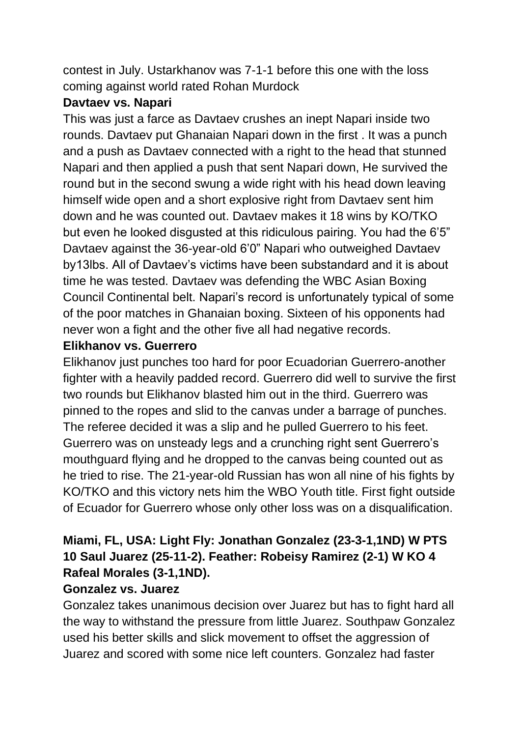contest in July. Ustarkhanov was 7-1-1 before this one with the loss coming against world rated Rohan Murdock

**Davtaev vs. Napari**

This was just a farce as Davtaev crushes an inept Napari inside two rounds. Davtaev put Ghanaian Napari down in the first . It was a punch and a push as Davtaev connected with a right to the head that stunned Napari and then applied a push that sent Napari down, He survived the round but in the second swung a wide right with his head down leaving himself wide open and a short explosive right from Davtaev sent him down and he was counted out. Davtaev makes it 18 wins by KO/TKO but even he looked disgusted at this ridiculous pairing. You had the 6'5" Davtaev against the 36-year-old 6'0" Napari who outweighed Davtaev by13lbs. All of Davtaev's victims have been substandard and it is about time he was tested. Davtaev was defending the WBC Asian Boxing Council Continental belt. Napari's record is unfortunately typical of some of the poor matches in Ghanaian boxing. Sixteen of his opponents had never won a fight and the other five all had negative records.

**Elikhanov vs. Guerrero**

Elikhanov just punches too hard for poor Ecuadorian Guerrero-another fighter with a heavily padded record. Guerrero did well to survive the first two rounds but Elikhanov blasted him out in the third. Guerrero was pinned to the ropes and slid to the canvas under a barrage of punches. The referee decided it was a slip and he pulled Guerrero to his feet. Guerrero was on unsteady legs and a crunching right sent Guerrero's mouthguard flying and he dropped to the canvas being counted out as he tried to rise. The 21-year-old Russian has won all nine of his fights by KO/TKO and this victory nets him the WBO Youth title. First fight outside of Ecuador for Guerrero whose only other loss was on a disqualification.

**Miami, FL, USA: Light Fly: Jonathan Gonzalez (23-3-1,1ND) W PTS 10 Saul Juarez (25-11-2). Feather: Robeisy Ramirez (2-1) W KO 4 Rafeal Morales (3-1,1ND).**

**Gonzalez vs. Juarez**

Gonzalez takes unanimous decision over Juarez but has to fight hard all the way to withstand the pressure from little Juarez. Southpaw Gonzalez used his better skills and slick movement to offset the aggression of Juarez and scored with some nice left counters. Gonzalez had faster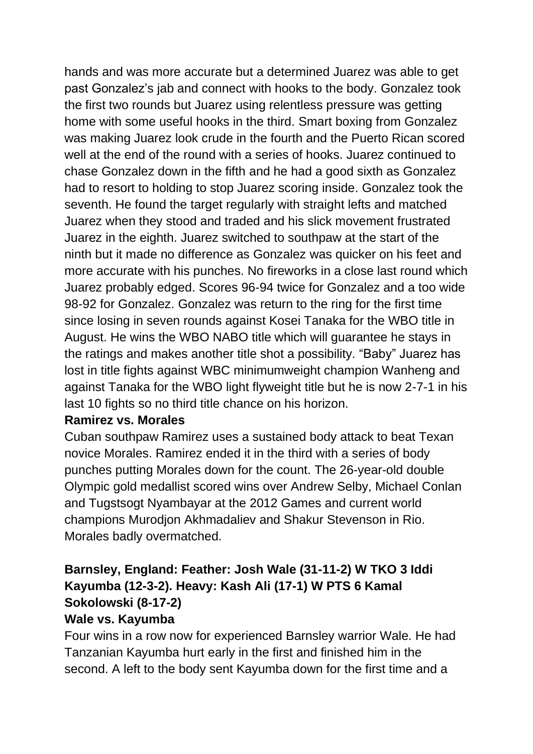hands and was more accurate but a determined Juarez was able to get past Gonzalez's jab and connect with hooks to the body. Gonzalez took the first two rounds but Juarez using relentless pressure was getting home with some useful hooks in the third. Smart boxing from Gonzalez was making Juarez look crude in the fourth and the Puerto Rican scored well at the end of the round with a series of hooks. Juarez continued to chase Gonzalez down in the fifth and he had a good sixth as Gonzalez had to resort to holding to stop Juarez scoring inside. Gonzalez took the seventh. He found the target regularly with straight lefts and matched Juarez when they stood and traded and his slick movement frustrated Juarez in the eighth. Juarez switched to southpaw at the start of the ninth but it made no difference as Gonzalez was quicker on his feet and more accurate with his punches. No fireworks in a close last round which Juarez probably edged. Scores 96-94 twice for Gonzalez and a too wide 98-92 for Gonzalez. Gonzalez was return to the ring for the first time since losing in seven rounds against Kosei Tanaka for the WBO title in August. He wins the WBO NABO title which will guarantee he stays in the ratings and makes another title shot a possibility. "Baby" Juarez has lost in title fights against WBC minimumweight champion Wanheng and against Tanaka for the WBO light flyweight title but he is now 2-7-1 in his last 10 fights so no third title chance on his horizon.

**Ramirez vs. Morales**

Cuban southpaw Ramirez uses a sustained body attack to beat Texan novice Morales. Ramirez ended it in the third with a series of body punches putting Morales down for the count. The 26-year-old double Olympic gold medallist scored wins over Andrew Selby, Michael Conlan and Tugstsogt Nyambayar at the 2012 Games and current world champions Murodjon Akhmadaliev and Shakur Stevenson in Rio. Morales badly overmatched.

**Barnsley, England: Feather: Josh Wale (31-11-2) W TKO 3 Iddi Kayumba (12-3-2). Heavy: Kash Ali (17-1) W PTS 6 Kamal Sokolowski (8-17-2)**

**Wale vs. Kayumba**

Four wins in a row now for experienced Barnsley warrior Wale. He had Tanzanian Kayumba hurt early in the first and finished him in the second. A left to the body sent Kayumba down for the first time and a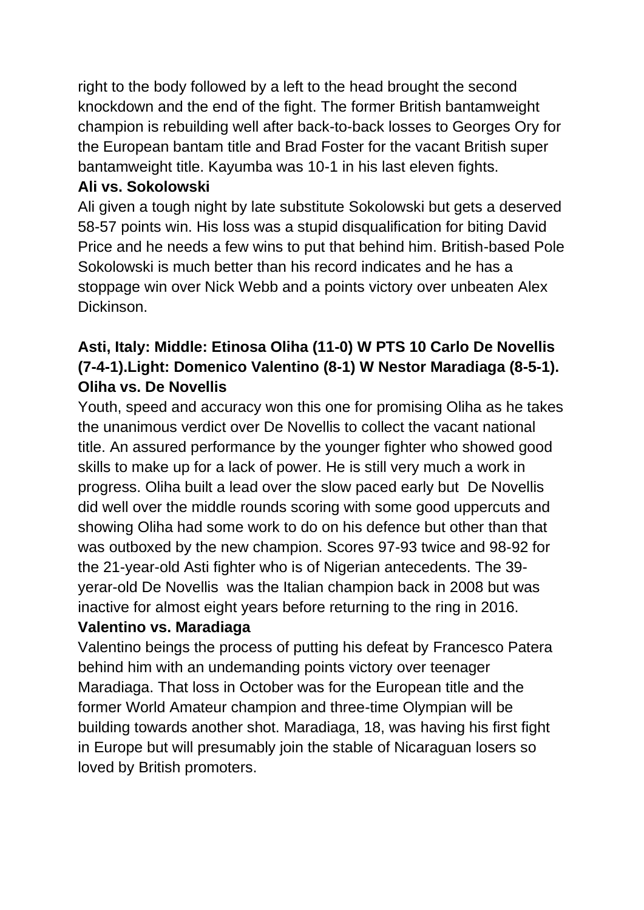right to the body followed by a left to the head brought the second knockdown and the end of the fight. The former British bantamweight champion is rebuilding well after back-to-back losses to Georges Ory for the European bantam title and Brad Foster for the vacant British super bantamweight title. Kayumba was 10-1 in his last eleven fights.

**Ali vs. Sokolowski**

Ali given a tough night by late substitute Sokolowski but gets a deserved 58-57 points win. His loss was a stupid disqualification for biting David Price and he needs a few wins to put that behind him. British-based Pole Sokolowski is much better than his record indicates and he has a stoppage win over Nick Webb and a points victory over unbeaten Alex Dickinson.

**Asti, Italy: Middle: Etinosa Oliha (11-0) W PTS 10 Carlo De Novellis (7-4-1).Light: Domenico Valentino (8-1) W Nestor Maradiaga (8-5-1).**

**Oliha vs. De Novellis**

Youth, speed and accuracy won this one for promising Oliha as he takes the unanimous verdict over De Novellis to collect the vacant national title. An assured performance by the younger fighter who showed good skills to make up for a lack of power. He is still very much a work in progress. Oliha built a lead over the slow paced early but De Novellis did well over the middle rounds scoring with some good uppercuts and showing Oliha had some work to do on his defence but other than that was outboxed by the new champion. Scores 97-93 twice and 98-92 for the 21-year-old Asti fighter who is of Nigerian antecedents. The 39-yerar-old De Novellis was the Italian champion back in 2008 but was inactive for almost eight years before returning to the ring in 2016.

**Valentino vs. Maradiaga**

Valentino beings the process of putting his defeat by Francesco Patera behind him with an undemanding points victory over teenager Maradiaga. That loss in October was for the European title and the former World Amateur champion and three-time Olympian will be building towards another shot. Maradiaga, 18, was having his first fight in Europe but will presumably join the stable of Nicaraguan losers so loved by British promoters.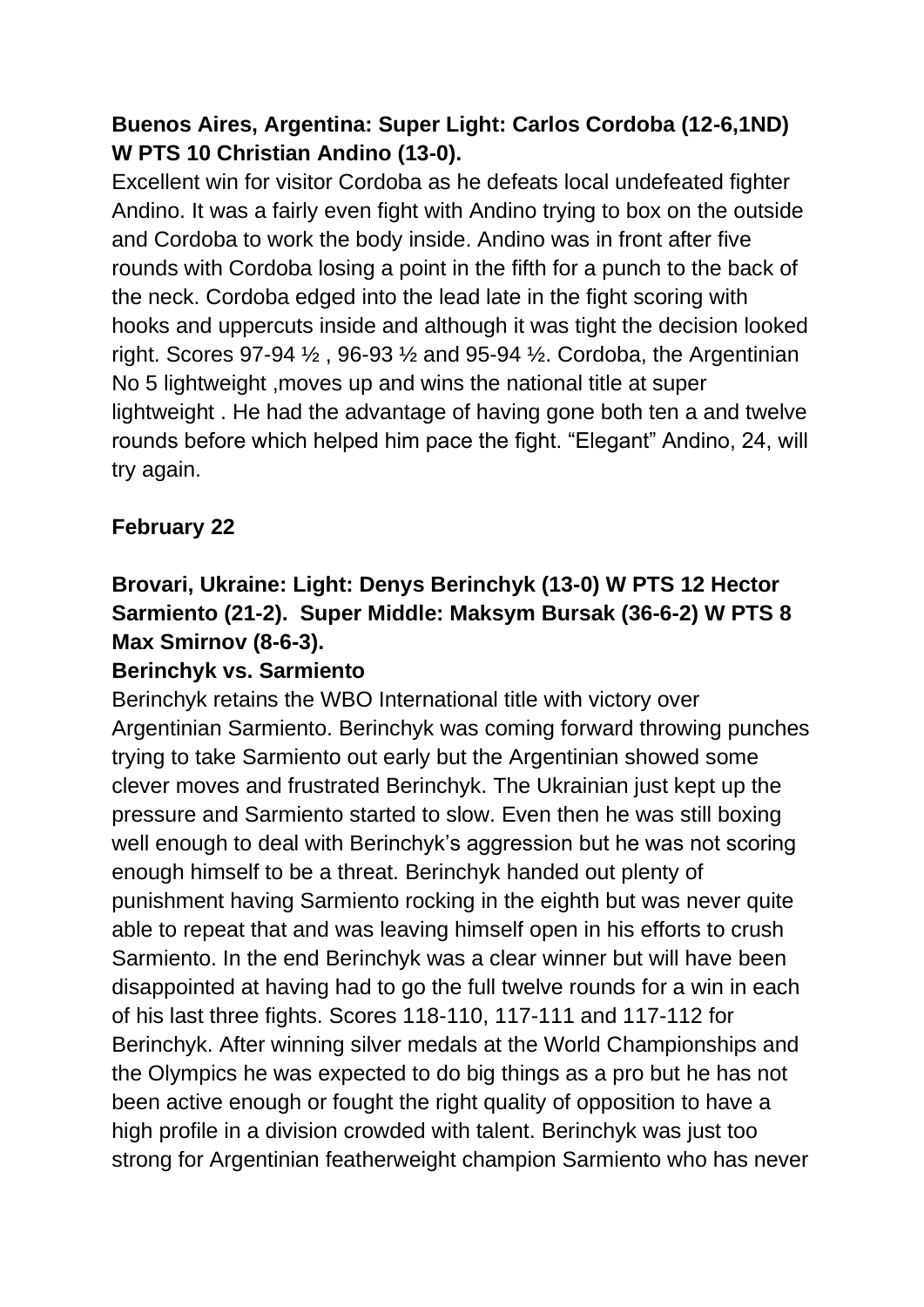**Buenos Aires, Argentina: Super Light: Carlos Cordoba (12-6,1ND) W PTS 10 Christian Andino (13-0).**

Excellent win for visitor Cordoba as he defeats local undefeated fighter Andino. It was a fairly even fight with Andino trying to box on the outside and Cordoba to work the body inside. Andino was in front after five rounds with Cordoba losing a point in the fifth for a punch to the back of the neck. Cordoba edged into the lead late in the fight scoring with hooks and uppercuts inside and although it was tight the decision looked right. Scores 97-94 ½ , 96-93 ½ and 95-94 ½. Cordoba, the Argentinian No 5 lightweight ,moves up and wins the national title at super lightweight . He had the advantage of having gone both ten a and twelve rounds before which helped him pace the fight. "Elegant" Andino, 24, will try again.

**February 22**

**Brovari, Ukraine: Light: Denys Berinchyk (13-0) W PTS 12 Hector Sarmiento (21-2). Super Middle: Maksym Bursak (36-6-2) W PTS 8 Max Smirnov (8-6-3).**

**Berinchyk vs. Sarmiento**

Berinchyk retains the WBO International title with victory over Argentinian Sarmiento. Berinchyk was coming forward throwing punches trying to take Sarmiento out early but the Argentinian showed some clever moves and frustrated Berinchyk. The Ukrainian just kept up the pressure and Sarmiento started to slow. Even then he was still boxing well enough to deal with Berinchyk's aggression but he was not scoring enough himself to be a threat. Berinchyk handed out plenty of punishment having Sarmiento rocking in the eighth but was never quite able to repeat that and was leaving himself open in his efforts to crush Sarmiento. In the end Berinchyk was a clear winner but will have been disappointed at having had to go the full twelve rounds for a win in each of his last three fights. Scores 118-110, 117-111 and 117-112 for Berinchyk. After winning silver medals at the World Championships and the Olympics he was expected to do big things as a pro but he has not been active enough or fought the right quality of opposition to have a high profile in a division crowded with talent. Berinchyk was just too strong for Argentinian featherweight champion Sarmiento who has never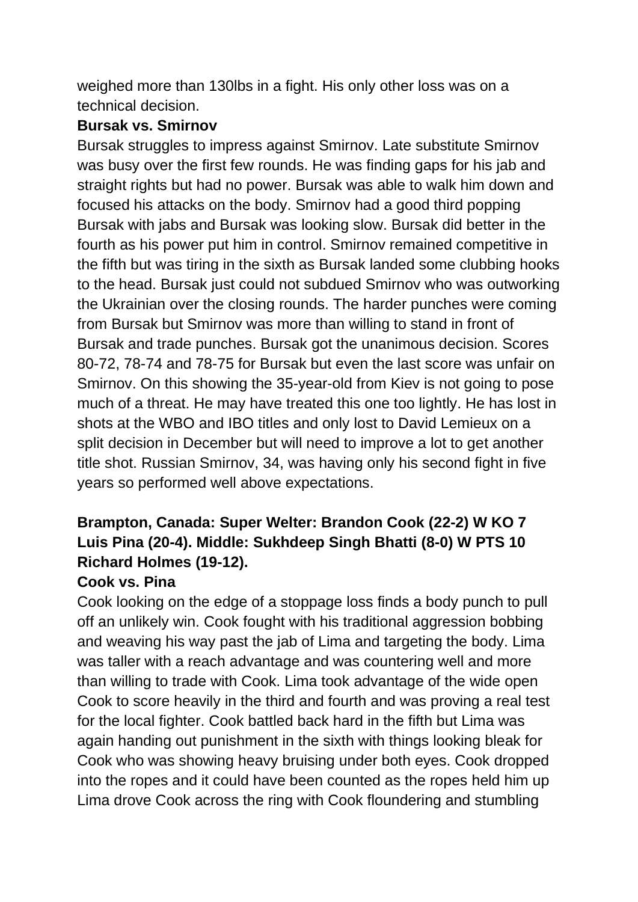weighed more than 130lbs in a fight. His only other loss was on a technical decision.

**Bursak vs. Smirnov**

Bursak struggles to impress against Smirnov. Late substitute Smirnov was busy over the first few rounds. He was finding gaps for his jab and straight rights but had no power. Bursak was able to walk him down and focused his attacks on the body. Smirnov had a good third popping Bursak with jabs and Bursak was looking slow. Bursak did better in the fourth as his power put him in control. Smirnov remained competitive in the fifth but was tiring in the sixth as Bursak landed some clubbing hooks to the head. Bursak just could not subdued Smirnov who was outworking the Ukrainian over the closing rounds. The harder punches were coming from Bursak but Smirnov was more than willing to stand in front of Bursak and trade punches. Bursak got the unanimous decision. Scores 80-72, 78-74 and 78-75 for Bursak but even the last score was unfair on Smirnov. On this showing the 35-year-old from Kiev is not going to pose much of a threat. He may have treated this one too lightly. He has lost in shots at the WBO and IBO titles and only lost to David Lemieux on a split decision in December but will need to improve a lot to get another title shot. Russian Smirnov, 34, was having only his second fight in five years so performed well above expectations.

**Brampton, Canada: Super Welter: Brandon Cook (22-2) W KO 7 Luis Pina (20-4). Middle: Sukhdeep Singh Bhatti (8-0) W PTS 10 Richard Holmes (19-12).**

**Cook vs. Pina**

Cook looking on the edge of a stoppage loss finds a body punch to pull off an unlikely win. Cook fought with his traditional aggression bobbing and weaving his way past the jab of Lima and targeting the body. Lima was taller with a reach advantage and was countering well and more than willing to trade with Cook. Lima took advantage of the wide open Cook to score heavily in the third and fourth and was proving a real test for the local fighter. Cook battled back hard in the fifth but Lima was again handing out punishment in the sixth with things looking bleak for Cook who was showing heavy bruising under both eyes. Cook dropped into the ropes and it could have been counted as the ropes held him up Lima drove Cook across the ring with Cook floundering and stumbling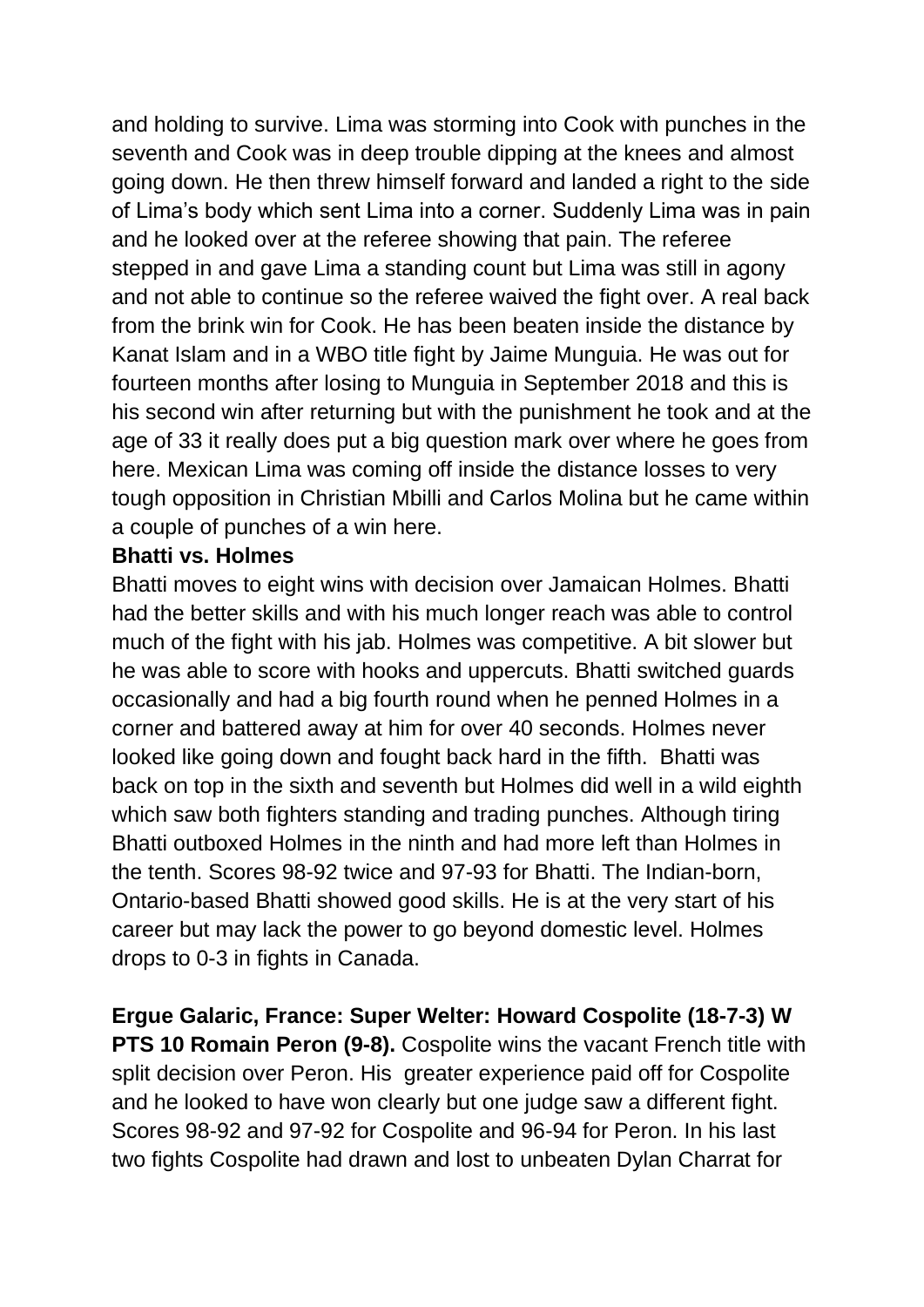and holding to survive. Lima was storming into Cook with punches in the seventh and Cook was in deep trouble dipping at the knees and almost going down. He then threw himself forward and landed a right to the side of Lima's body which sent Lima into a corner. Suddenly Lima was in pain and he looked over at the referee showing that pain. The referee stepped in and gave Lima a standing count but Lima was still in agony and not able to continue so the referee waived the fight over. A real back from the brink win for Cook. He has been beaten inside the distance by Kanat Islam and in a WBO title fight by Jaime Munguia. He was out for fourteen months after losing to Munguia in September 2018 and this is his second win after returning but with the punishment he took and at the age of 33 it really does put a big question mark over where he goes from here. Mexican Lima was coming off inside the distance losses to very tough opposition in Christian Mbilli and Carlos Molina but he came within a couple of punches of a win here.

**Bhatti vs. Holmes**

Bhatti moves to eight wins with decision over Jamaican Holmes. Bhatti had the better skills and with his much longer reach was able to control much of the fight with his jab. Holmes was competitive. A bit slower but he was able to score with hooks and uppercuts. Bhatti switched guards occasionally and had a big fourth round when he penned Holmes in a corner and battered away at him for over 40 seconds. Holmes never looked like going down and fought back hard in the fifth. Bhatti was back on top in the sixth and seventh but Holmes did well in a wild eighth which saw both fighters standing and trading punches. Although tiring Bhatti outboxed Holmes in the ninth and had more left than Holmes in the tenth. Scores 98-92 twice and 97-93 for Bhatti. The Indian-born, Ontario-based Bhatti showed good skills. He is at the very start of his career but may lack the power to go beyond domestic level. Holmes drops to 0-3 in fights in Canada.

**Ergue Galaric, France: Super Welter: Howard Cospolite (18-7-3) W PTS 10 Romain Peron (9-8).** Cospolite wins the vacant French title with split decision over Peron. His greater experience paid off for Cospolite and he looked to have won clearly but one judge saw a different fight. Scores 98-92 and 97-92 for Cospolite and 96-94 for Peron. In his last two fights Cospolite had drawn and lost to unbeaten Dylan Charrat for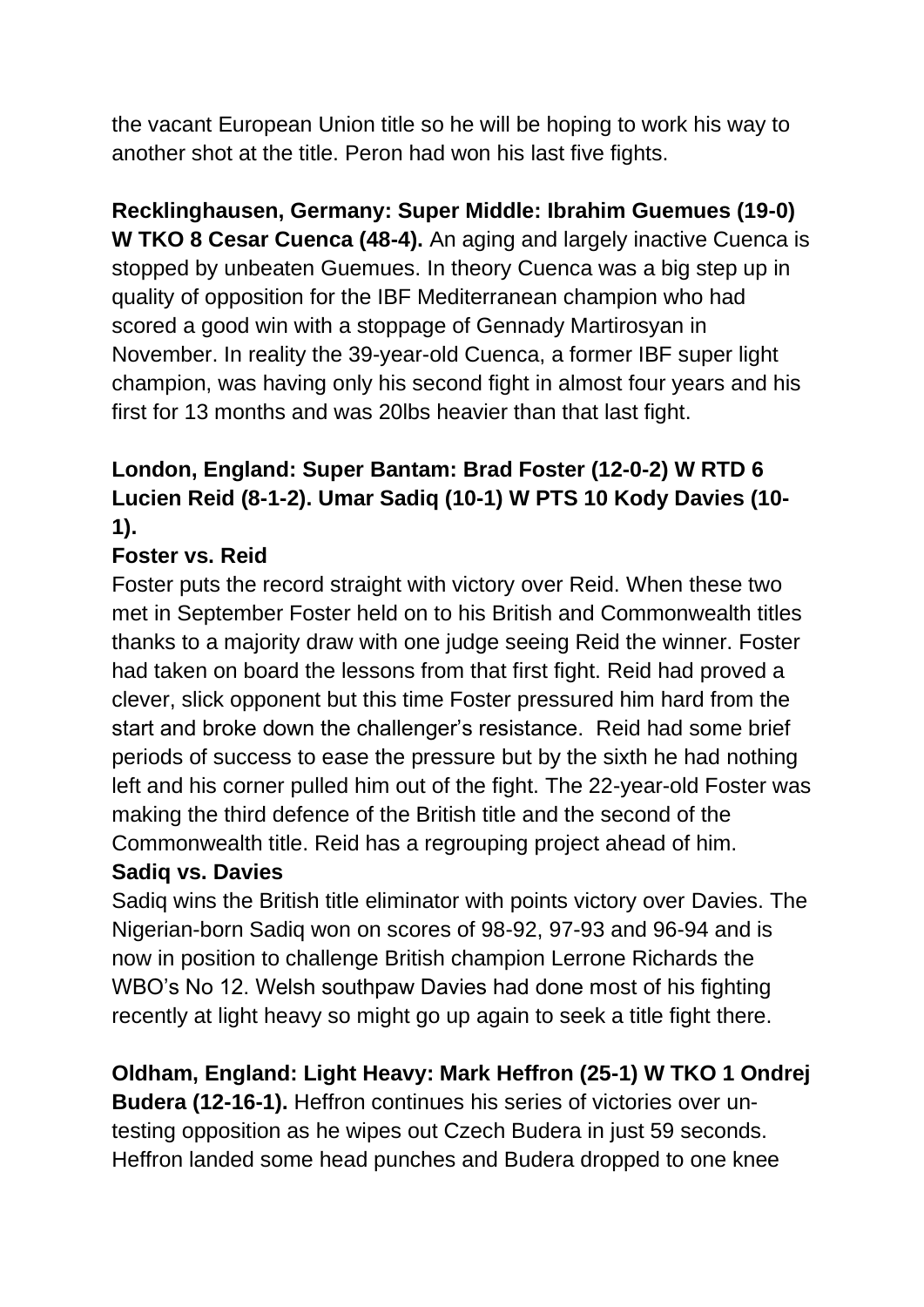the vacant European Union title so he will be hoping to work his way to another shot at the title. Peron had won his last five fights.

**Recklinghausen, Germany: Super Middle: Ibrahim Guemues (19-0) W TKO 8 Cesar Cuenca (48-4).** An aging and largely inactive Cuenca is stopped by unbeaten Guemues. In theory Cuenca was a big step up in quality of opposition for the IBF Mediterranean champion who had scored a good win with a stoppage of Gennady Martirosyan in November. In reality the 39-year-old Cuenca, a former IBF super light champion, was having only his second fight in almost four years and his first for 13 months and was 20lbs heavier than that last fight.

**London, England: Super Bantam: Brad Foster (12-0-2) W RTD 6 Lucien Reid (8-1-2). Umar Sadiq (10-1) W PTS 10 Kody Davies (10-1).**

**Foster vs. Reid**

Foster puts the record straight with victory over Reid. When these two met in September Foster held on to his British and Commonwealth titles thanks to a majority draw with one judge seeing Reid the winner. Foster had taken on board the lessons from that first fight. Reid had proved a clever, slick opponent but this time Foster pressured him hard from the start and broke down the challenger's resistance. Reid had some brief periods of success to ease the pressure but by the sixth he had nothing left and his corner pulled him out of the fight. The 22-year-old Foster was making the third defence of the British title and the second of the Commonwealth title. Reid has a regrouping project ahead of him.

**Sadiq vs. Davies**

Sadiq wins the British title eliminator with points victory over Davies. The Nigerian-born Sadiq won on scores of 98-92, 97-93 and 96-94 and is now in position to challenge British champion Lerrone Richards the WBO's No 12. Welsh southpaw Davies had done most of his fighting recently at light heavy so might go up again to seek a title fight there.

**Oldham, England: Light Heavy: Mark Heffron (25-1) W TKO 1 Ondrej Budera (12-16-1).** Heffron continues his series of victories over un-testing opposition as he wipes out Czech Budera in just 59 seconds. Heffron landed some head punches and Budera dropped to one knee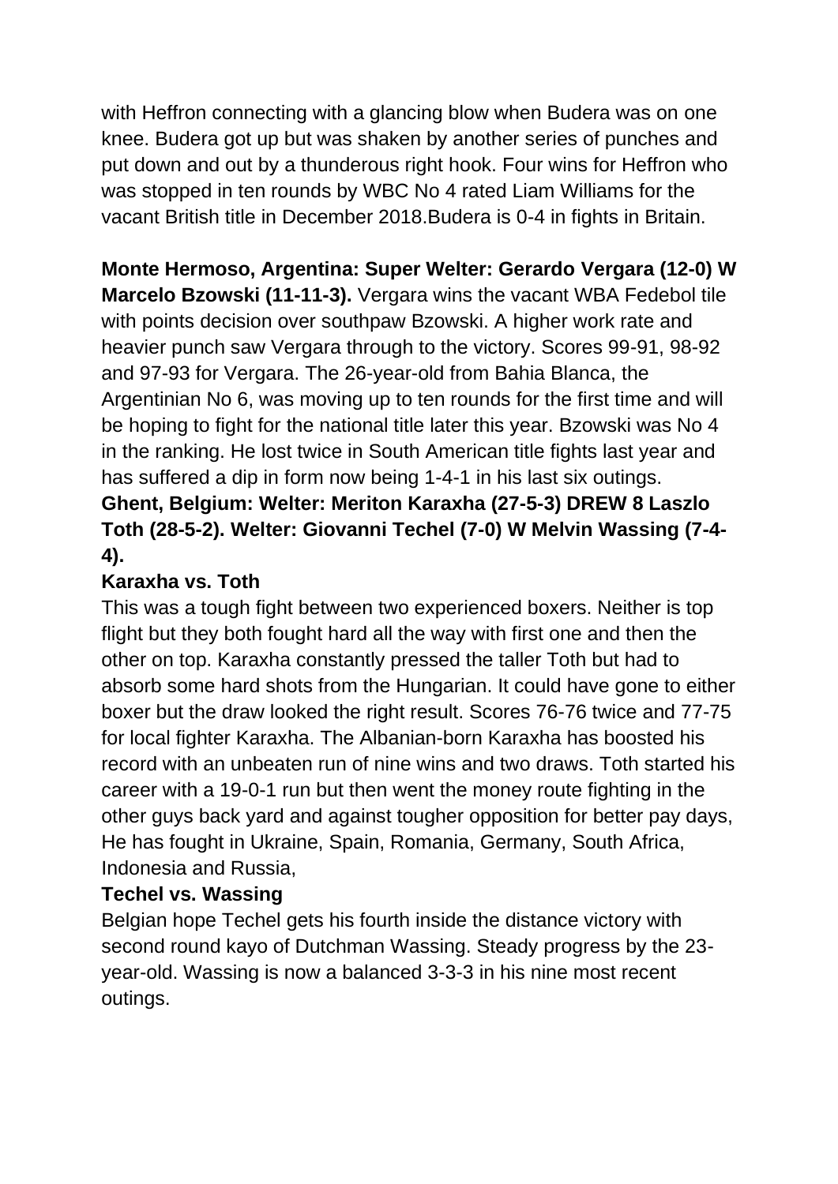with Heffron connecting with a glancing blow when Budera was on one knee. Budera got up but was shaken by another series of punches and put down and out by a thunderous right hook. Four wins for Heffron who was stopped in ten rounds by WBC No 4 rated Liam Williams for the vacant British title in December 2018.Budera is 0-4 in fights in Britain.

**Monte Hermoso, Argentina: Super Welter: Gerardo Vergara (12-0) W Marcelo Bzowski (11-11-3).** Vergara wins the vacant WBA Fedebol tile with points decision over southpaw Bzowski. A higher work rate and heavier punch saw Vergara through to the victory. Scores 99-91, 98-92 and 97-93 for Vergara. The 26-year-old from Bahia Blanca, the Argentinian No 6, was moving up to ten rounds for the first time and will be hoping to fight for the national title later this year. Bzowski was No 4 in the ranking. He lost twice in South American title fights last year and has suffered a dip in form now being 1-4-1 in his last six outings.

**Ghent, Belgium: Welter: Meriton Karaxha (27-5-3) DREW 8 Laszlo Toth (28-5-2). Welter: Giovanni Techel (7-0) W Melvin Wassing (7-4-4).**

**Karaxha vs. Toth**

This was a tough fight between two experienced boxers. Neither is top flight but they both fought hard all the way with first one and then the other on top. Karaxha constantly pressed the taller Toth but had to absorb some hard shots from the Hungarian. It could have gone to either boxer but the draw looked the right result. Scores 76-76 twice and 77-75 for local fighter Karaxha. The Albanian-born Karaxha has boosted his record with an unbeaten run of nine wins and two draws. Toth started his career with a 19-0-1 run but then went the money route fighting in the other guys back yard and against tougher opposition for better pay days, He has fought in Ukraine, Spain, Romania, Germany, South Africa, Indonesia and Russia,

**Techel vs. Wassing**

Belgian hope Techel gets his fourth inside the distance victory with second round kayo of Dutchman Wassing. Steady progress by the 23-year-old. Wassing is now a balanced 3-3-3 in his nine most recent outings.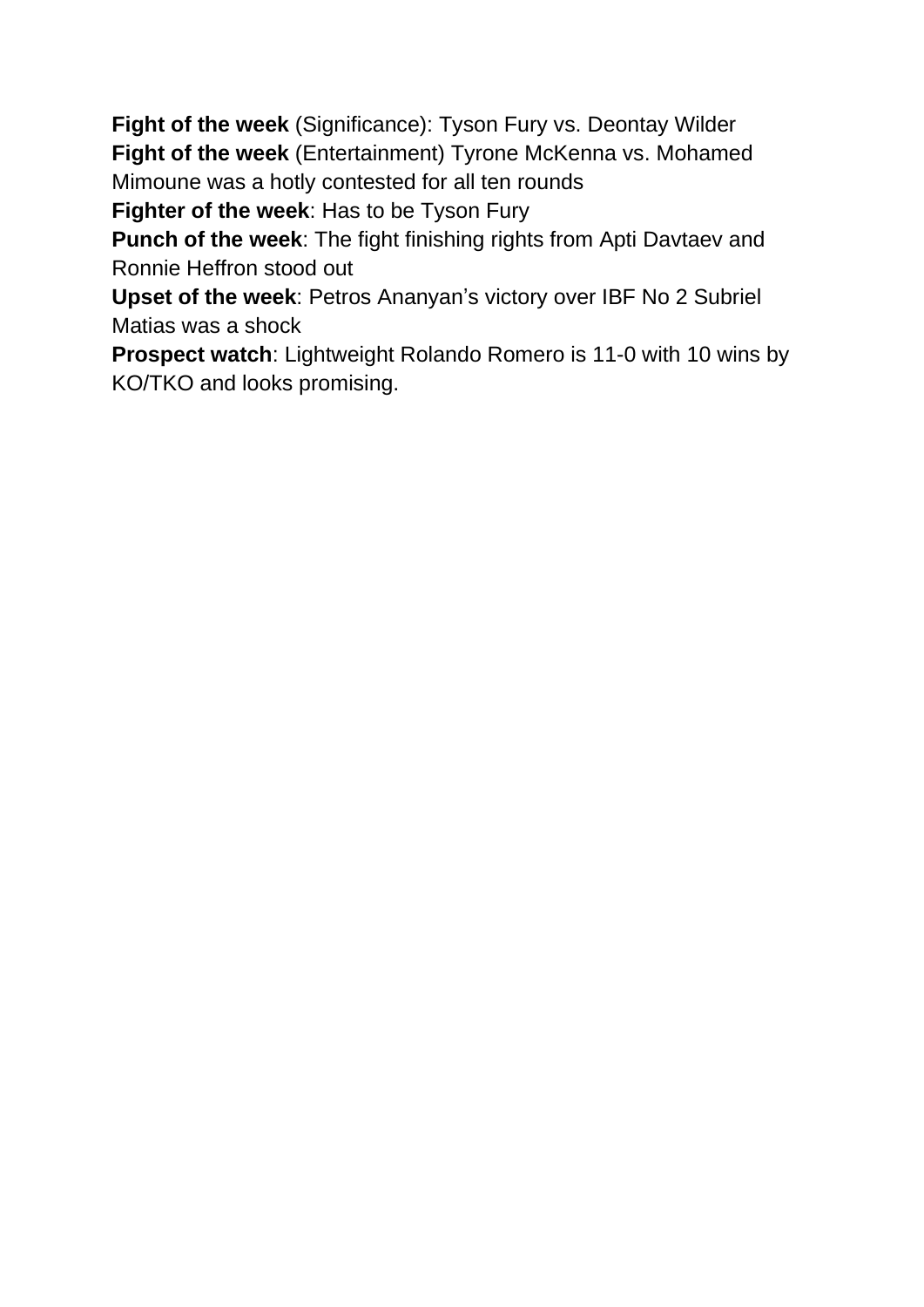**Fight of the week** (Significance): Tyson Fury vs. Deontay Wilder
**Fight of the week** (Entertainment) Tyrone McKenna vs. Mohamed Mimoune was a hotly contested for all ten rounds
**Fighter of the week**: Has to be Tyson Fury
**Punch of the week**: The fight finishing rights from Apti Davtaev and Ronnie Heffron stood out
**Upset of the week**: Petros Ananyan's victory over IBF No 2 Subriel Matias was a shock
**Prospect watch**: Lightweight Rolando Romero is 11-0 with 10 wins by KO/TKO and looks promising.